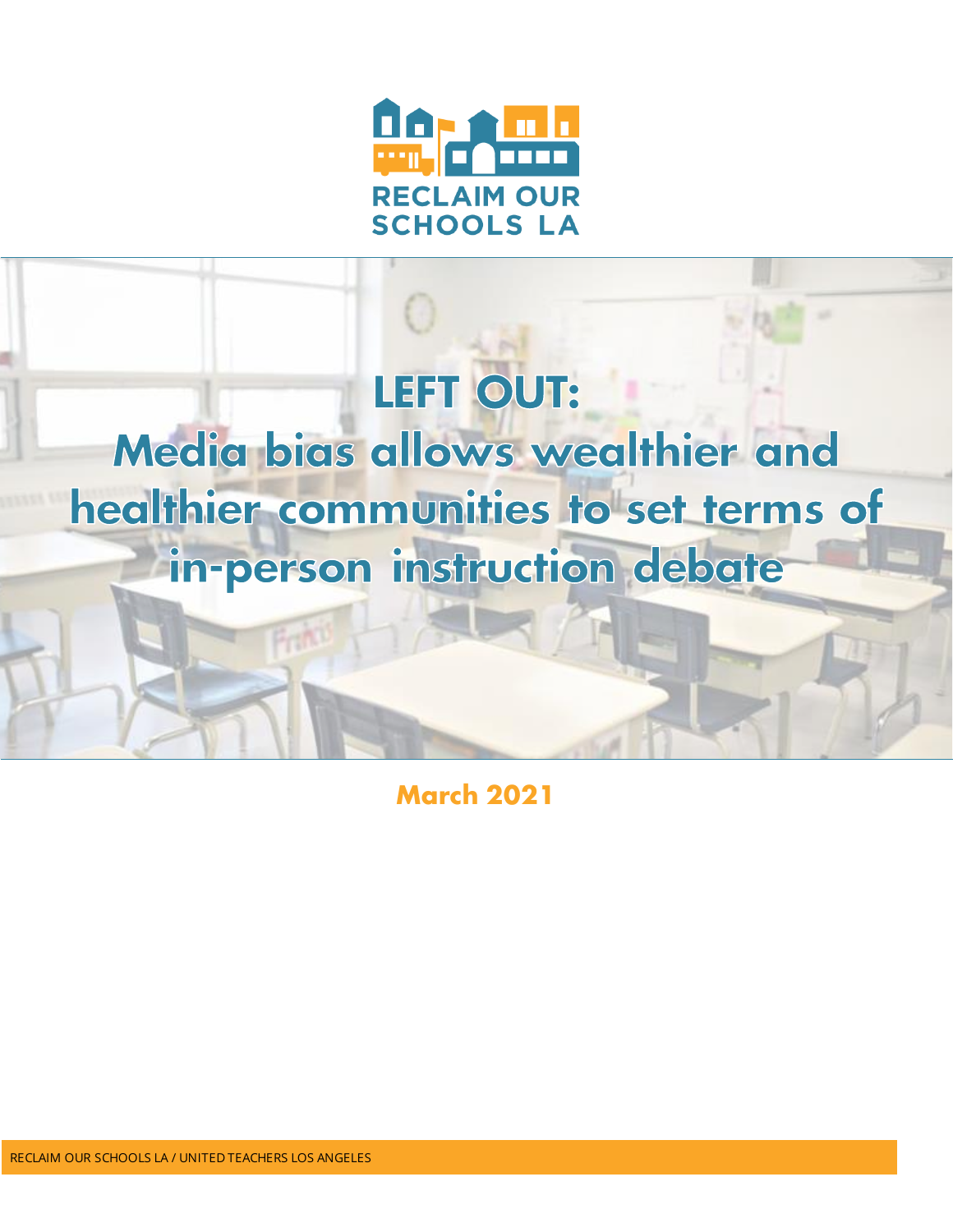RECLAIM OUR SCHOOLS LA

# LEFT OUT: Media bias allows wealthier and healthier communities to set terms of in-person instruction debate

**March 2021**

RECLAIM OUR SCHOOLS LA / UNITED TEACHERS LOS ANGELES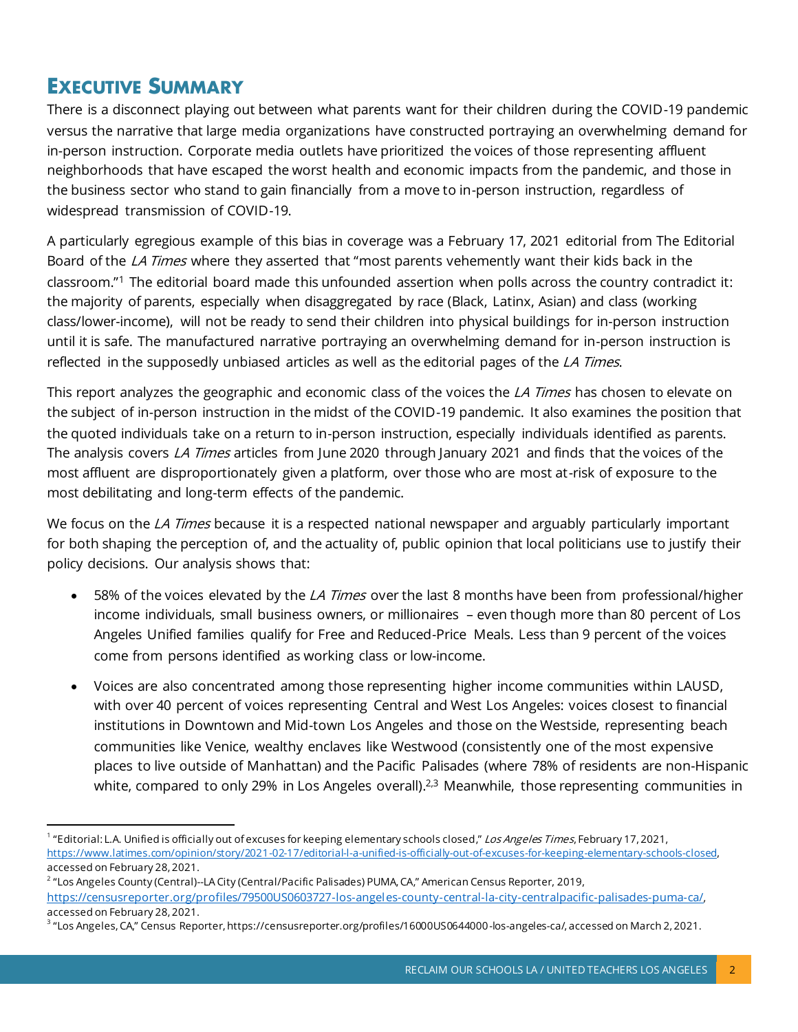## Executive Summary

There is a disconnect playing out between what parents want for their children during the COVID-19 pandemic versus the narrative that large media organizations have constructed portraying an overwhelming demand for in-person instruction. Corporate media outlets have prioritized the voices of those representing affluent neighborhoods that have escaped the worst health and economic impacts from the pandemic, and those in the business sector who stand to gain financially from a move to in-person instruction, regardless of widespread transmission of COVID-19.

A particularly egregious example of this bias in coverage was a February 17, 2021 editorial from The Editorial Board of the *LA Times* where they asserted that "most parents vehemently want their kids back in the classroom."[1] The editorial board made this unfounded assertion when polls across the country contradict it: the majority of parents, especially when disaggregated by race (Black, Latinx, Asian) and class (working class/lower-income), will not be ready to send their children into physical buildings for in-person instruction until it is safe. The manufactured narrative portraying an overwhelming demand for in-person instruction is reflected in the supposedly unbiased articles as well as the editorial pages of the *LA Times*.

This report analyzes the geographic and economic class of the voices the *LA Times* has chosen to elevate on the subject of in-person instruction in the midst of the COVID-19 pandemic. It also examines the position that the quoted individuals take on a return to in-person instruction, especially individuals identified as parents. The analysis covers *LA Times* articles from June 2020 through January 2021 and finds that the voices of the most affluent are disproportionately given a platform, over those who are most at-risk of exposure to the most debilitating and long-term effects of the pandemic.

We focus on the *LA Times* because it is a respected national newspaper and arguably particularly important for both shaping the perception of, and the actuality of, public opinion that local politicians use to justify their policy decisions. Our analysis shows that:

- 58% of the voices elevated by the *LA Times* over the last 8 months have been from professional/higher income individuals, small business owners, or millionaires – even though more than 80 percent of Los Angeles Unified families qualify for Free and Reduced-Price Meals. Less than 9 percent of the voices come from persons identified as working class or low-income.
- Voices are also concentrated among those representing higher income communities within LAUSD, with over 40 percent of voices representing Central and West Los Angeles: voices closest to financial institutions in Downtown and Mid-town Los Angeles and those on the Westside, representing beach communities like Venice, wealthy enclaves like Westwood (consistently one of the most expensive places to live outside of Manhattan) and the Pacific Palisades (where 78% of residents are non-Hispanic white, compared to only 29% in Los Angeles overall).[2,3] Meanwhile, those representing communities in

---

[1] "Editorial: L.A. Unified is officially out of excuses for keeping elementary schools closed," *Los Angeles Times*, February 17, 2021, https://www.latimes.com/opinion/story/2021-02-17/editorial-l-a-unified-is-officially-out-of-excuses-for-keeping-elementary-schools-closed, accessed on February 28, 2021.

[2] "Los Angeles County (Central)--LA City (Central/Pacific Palisades) PUMA, CA," American Census Reporter, 2019, https://censusreporter.org/profiles/79500US0603727-los-angeles-county-central-la-city-centralpacific-palisades-puma-ca/, accessed on February 28, 2021.

[3] "Los Angeles, CA," Census Reporter, https://censusreporter.org/profiles/16000US0644000-los-angeles-ca/, accessed on March 2, 2021.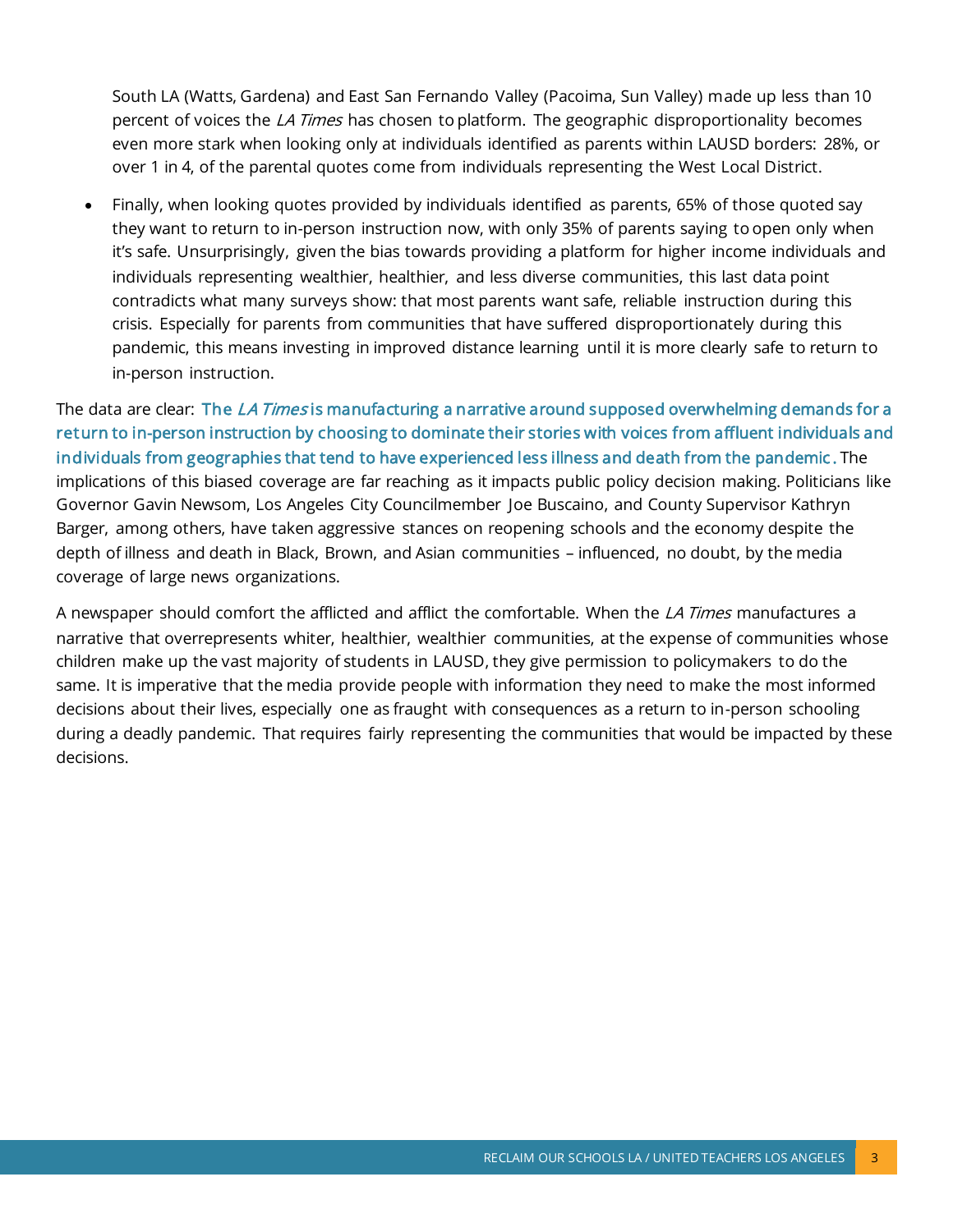South LA (Watts, Gardena) and East San Fernando Valley (Pacoima, Sun Valley) made up less than 10 percent of voices the *LA Times* has chosen to platform. The geographic disproportionality becomes even more stark when looking only at individuals identified as parents within LAUSD borders: 28%, or over 1 in 4, of the parental quotes come from individuals representing the West Local District.

- Finally, when looking quotes provided by individuals identified as parents, 65% of those quoted say they want to return to in-person instruction now, with only 35% of parents saying to open only when it's safe. Unsurprisingly, given the bias towards providing a platform for higher income individuals and individuals representing wealthier, healthier, and less diverse communities, this last data point contradicts what many surveys show: that most parents want safe, reliable instruction during this crisis. Especially for parents from communities that have suffered disproportionately during this pandemic, this means investing in improved distance learning until it is more clearly safe to return to in-person instruction.

The data are clear: **The *LA Times* is manufacturing a narrative around supposed overwhelming demands for a return to in-person instruction by choosing to dominate their stories with voices from affluent individuals and individuals from geographies that tend to have experienced less illness and death from the pandemic.** The implications of this biased coverage are far reaching as it impacts public policy decision making. Politicians like Governor Gavin Newsom, Los Angeles City Councilmember Joe Buscaino, and County Supervisor Kathryn Barger, among others, have taken aggressive stances on reopening schools and the economy despite the depth of illness and death in Black, Brown, and Asian communities – influenced, no doubt, by the media coverage of large news organizations.

A newspaper should comfort the afflicted and afflict the comfortable. When the *LA Times* manufactures a narrative that overrepresents whiter, healthier, wealthier communities, at the expense of communities whose children make up the vast majority of students in LAUSD, they give permission to policymakers to do the same. It is imperative that the media provide people with information they need to make the most informed decisions about their lives, especially one as fraught with consequences as a return to in-person schooling during a deadly pandemic. That requires fairly representing the communities that would be impacted by these decisions.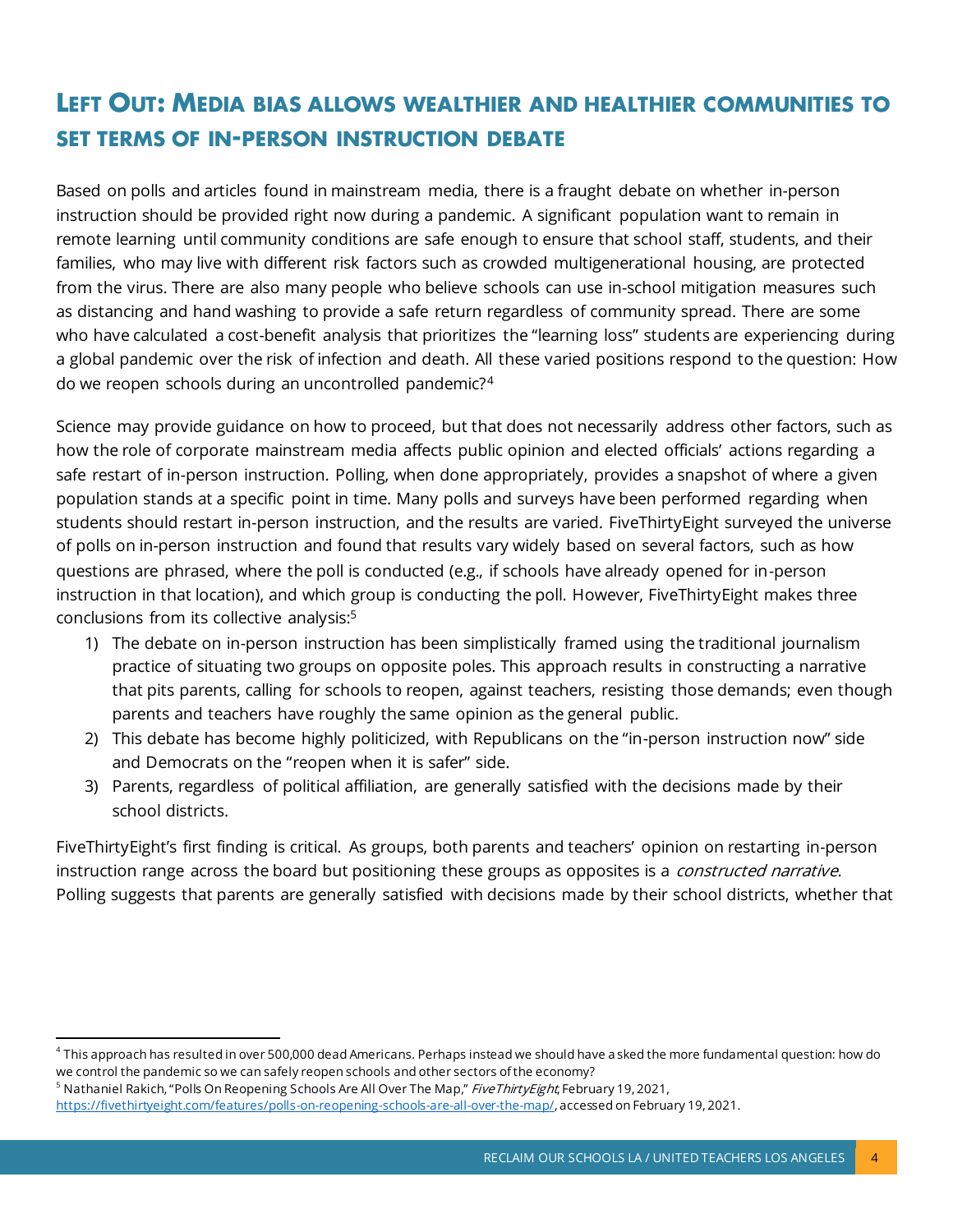## Left Out: Media bias allows wealthier and healthier communities to set terms of in-person instruction debate

Based on polls and articles found in mainstream media, there is a fraught debate on whether in-person instruction should be provided right now during a pandemic. A significant population want to remain in remote learning until community conditions are safe enough to ensure that school staff, students, and their families, who may live with different risk factors such as crowded multigenerational housing, are protected from the virus. There are also many people who believe schools can use in-school mitigation measures such as distancing and hand washing to provide a safe return regardless of community spread. There are some who have calculated a cost-benefit analysis that prioritizes the "learning loss" students are experiencing during a global pandemic over the risk of infection and death. All these varied positions respond to the question: How do we reopen schools during an uncontrolled pandemic?[4]

Science may provide guidance on how to proceed, but that does not necessarily address other factors, such as how the role of corporate mainstream media affects public opinion and elected officials' actions regarding a safe restart of in-person instruction. Polling, when done appropriately, provides a snapshot of where a given population stands at a specific point in time. Many polls and surveys have been performed regarding when students should restart in-person instruction, and the results are varied. FiveThirtyEight surveyed the universe of polls on in-person instruction and found that results vary widely based on several factors, such as how questions are phrased, where the poll is conducted (e.g., if schools have already opened for in-person instruction in that location), and which group is conducting the poll. However, FiveThirtyEight makes three conclusions from its collective analysis:[5]

1) The debate on in-person instruction has been simplistically framed using the traditional journalism practice of situating two groups on opposite poles. This approach results in constructing a narrative that pits parents, calling for schools to reopen, against teachers, resisting those demands; even though parents and teachers have roughly the same opinion as the general public.
2) This debate has become highly politicized, with Republicans on the "in-person instruction now" side and Democrats on the "reopen when it is safer" side.
3) Parents, regardless of political affiliation, are generally satisfied with the decisions made by their school districts.

FiveThirtyEight's first finding is critical. As groups, both parents and teachers' opinion on restarting in-person instruction range across the board but positioning these groups as opposites is a *constructed narrative*. Polling suggests that parents are generally satisfied with decisions made by their school districts, whether that

---

[4] This approach has resulted in over 500,000 dead Americans. Perhaps instead we should have asked the more fundamental question: how do we control the pandemic so we can safely reopen schools and other sectors of the economy?

[5] Nathaniel Rakich, "Polls On Reopening Schools Are All Over The Map," *FiveThirtyEight*, February 19, 2021, https://fivethirtyeight.com/features/polls-on-reopening-schools-are-all-over-the-map/, accessed on February 19, 2021.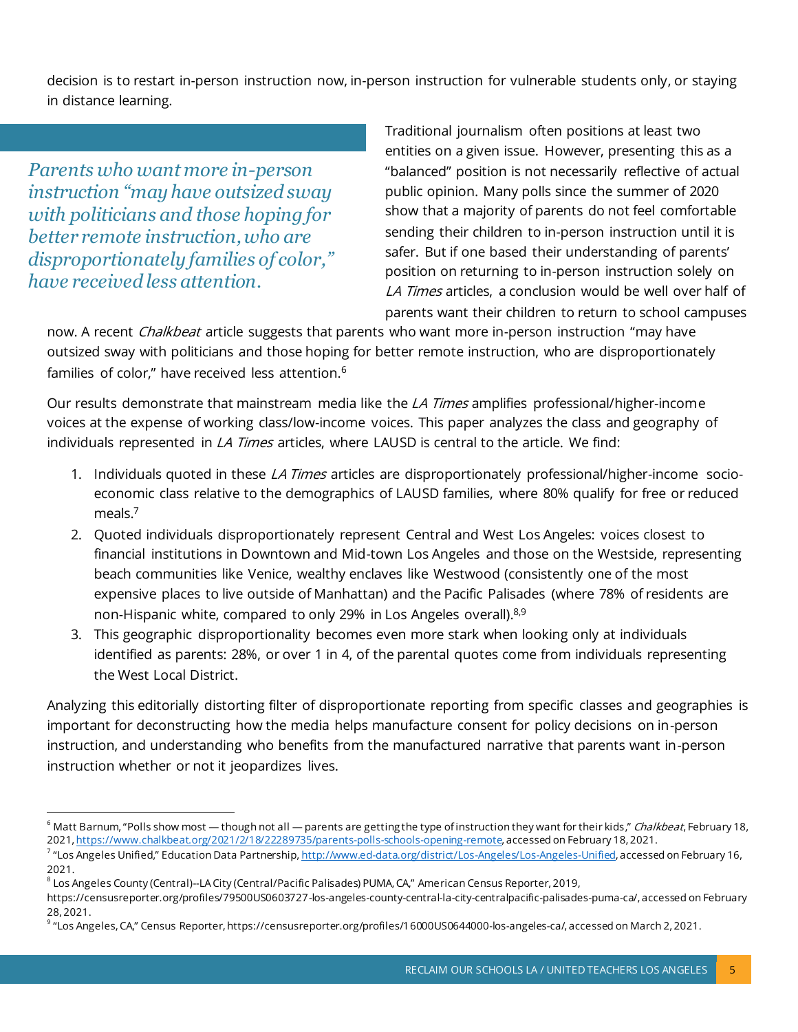decision is to restart in-person instruction now, in-person instruction for vulnerable students only, or staying in distance learning.

> *Parents who want more in-person instruction "may have outsized sway with politicians and those hoping for better remote instruction, who are disproportionately families of color," have received less attention.*

Traditional journalism often positions at least two entities on a given issue. However, presenting this as a "balanced" position is not necessarily reflective of actual public opinion. Many polls since the summer of 2020 show that a majority of parents do not feel comfortable sending their children to in-person instruction until it is safer. But if one based their understanding of parents' position on returning to in-person instruction solely on *LA Times* articles, a conclusion would be well over half of parents want their children to return to school campuses now. A recent *Chalkbeat* article suggests that parents who want more in-person instruction "may have outsized sway with politicians and those hoping for better remote instruction, who are disproportionately families of color," have received less attention.[6]

Our results demonstrate that mainstream media like the *LA Times* amplifies professional/higher-income voices at the expense of working class/low-income voices. This paper analyzes the class and geography of individuals represented in *LA Times* articles, where LAUSD is central to the article. We find:

1. Individuals quoted in these *LA Times* articles are disproportionately professional/higher-income socio-economic class relative to the demographics of LAUSD families, where 80% qualify for free or reduced meals.[7]
2. Quoted individuals disproportionately represent Central and West Los Angeles: voices closest to financial institutions in Downtown and Mid-town Los Angeles and those on the Westside, representing beach communities like Venice, wealthy enclaves like Westwood (consistently one of the most expensive places to live outside of Manhattan) and the Pacific Palisades (where 78% of residents are non-Hispanic white, compared to only 29% in Los Angeles overall).[8,9]
3. This geographic disproportionality becomes even more stark when looking only at individuals identified as parents: 28%, or over 1 in 4, of the parental quotes come from individuals representing the West Local District.

Analyzing this editorially distorting filter of disproportionate reporting from specific classes and geographies is important for deconstructing how the media helps manufacture consent for policy decisions on in-person instruction, and understanding who benefits from the manufactured narrative that parents want in-person instruction whether or not it jeopardizes lives.

---

[6] Matt Barnum, "Polls show most — though not all — parents are getting the type of instruction they want for their kids," *Chalkbeat*, February 18, 2021, https://www.chalkbeat.org/2021/2/18/22289735/parents-polls-schools-opening-remote, accessed on February 18, 2021.

[7] "Los Angeles Unified," Education Data Partnership, http://www.ed-data.org/district/Los-Angeles/Los-Angeles-Unified, accessed on February 16, 2021.

[8] Los Angeles County (Central)--LA City (Central/Pacific Palisades) PUMA, CA," American Census Reporter, 2019, https://censusreporter.org/profiles/79500US0603727-los-angeles-county-central-la-city-centralpacific-palisades-puma-ca/, accessed on February 28, 2021.

[9] "Los Angeles, CA," Census Reporter, https://censusreporter.org/profiles/16000US0644000-los-angeles-ca/, accessed on March 2, 2021.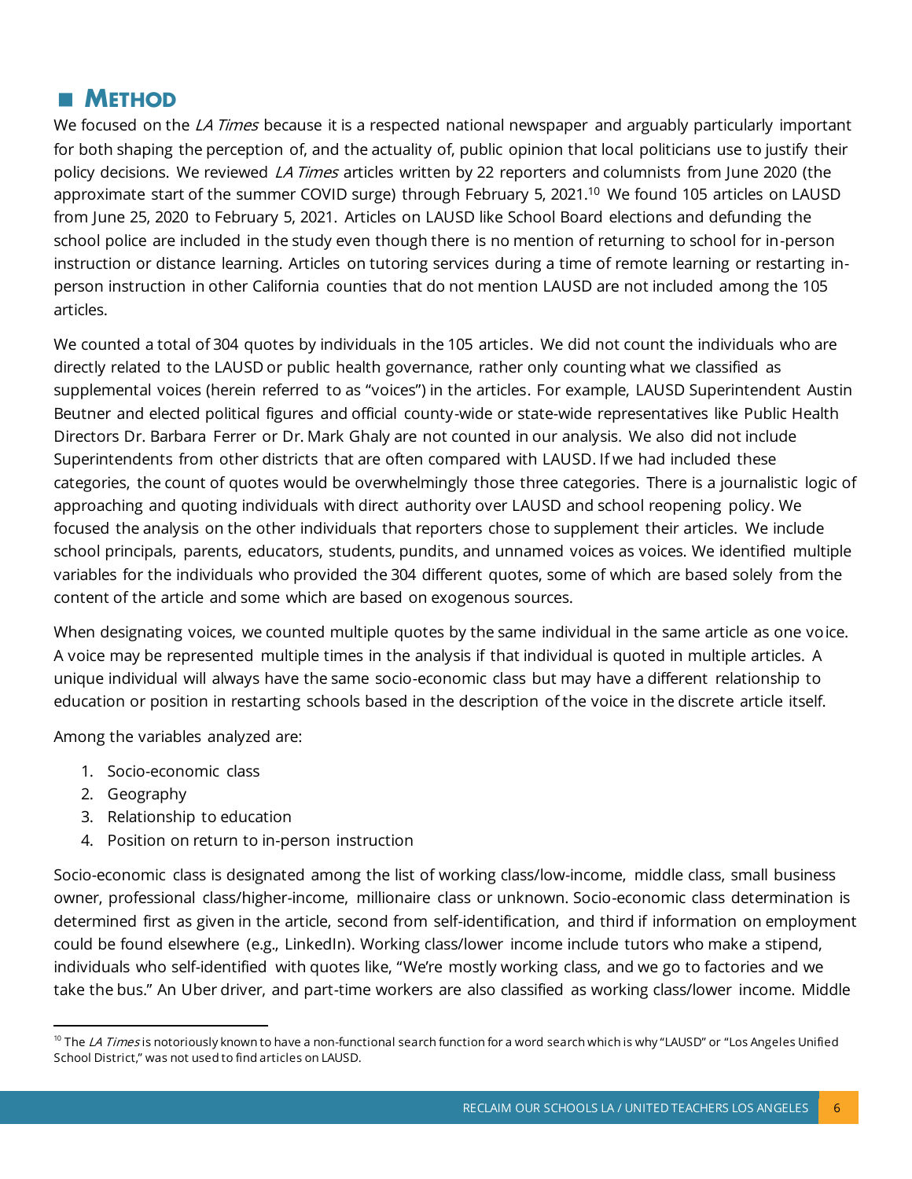## ■ METHOD

We focused on the *LA Times* because it is a respected national newspaper and arguably particularly important for both shaping the perception of, and the actuality of, public opinion that local politicians use to justify their policy decisions. We reviewed *LA Times* articles written by 22 reporters and columnists from June 2020 (the approximate start of the summer COVID surge) through February 5, 2021.[10] We found 105 articles on LAUSD from June 25, 2020 to February 5, 2021. Articles on LAUSD like School Board elections and defunding the school police are included in the study even though there is no mention of returning to school for in-person instruction or distance learning. Articles on tutoring services during a time of remote learning or restarting in-person instruction in other California counties that do not mention LAUSD are not included among the 105 articles.

We counted a total of 304 quotes by individuals in the 105 articles. We did not count the individuals who are directly related to the LAUSD or public health governance, rather only counting what we classified as supplemental voices (herein referred to as "voices") in the articles. For example, LAUSD Superintendent Austin Beutner and elected political figures and official county-wide or state-wide representatives like Public Health Directors Dr. Barbara Ferrer or Dr. Mark Ghaly are not counted in our analysis. We also did not include Superintendents from other districts that are often compared with LAUSD. If we had included these categories, the count of quotes would be overwhelmingly those three categories. There is a journalistic logic of approaching and quoting individuals with direct authority over LAUSD and school reopening policy. We focused the analysis on the other individuals that reporters chose to supplement their articles. We include school principals, parents, educators, students, pundits, and unnamed voices as voices. We identified multiple variables for the individuals who provided the 304 different quotes, some of which are based solely from the content of the article and some which are based on exogenous sources.

When designating voices, we counted multiple quotes by the same individual in the same article as one voice. A voice may be represented multiple times in the analysis if that individual is quoted in multiple articles. A unique individual will always have the same socio-economic class but may have a different relationship to education or position in restarting schools based in the description of the voice in the discrete article itself.

Among the variables analyzed are:

1. Socio-economic class
2. Geography
3. Relationship to education
4. Position on return to in-person instruction

Socio-economic class is designated among the list of working class/low-income, middle class, small business owner, professional class/higher-income, millionaire class or unknown. Socio-economic class determination is determined first as given in the article, second from self-identification, and third if information on employment could be found elsewhere (e.g., LinkedIn). Working class/lower income include tutors who make a stipend, individuals who self-identified with quotes like, "We're mostly working class, and we go to factories and we take the bus." An Uber driver, and part-time workers are also classified as working class/lower income. Middle

---

[10] The *LA Times* is notoriously known to have a non-functional search function for a word search which is why "LAUSD" or "Los Angeles Unified School District," was not used to find articles on LAUSD.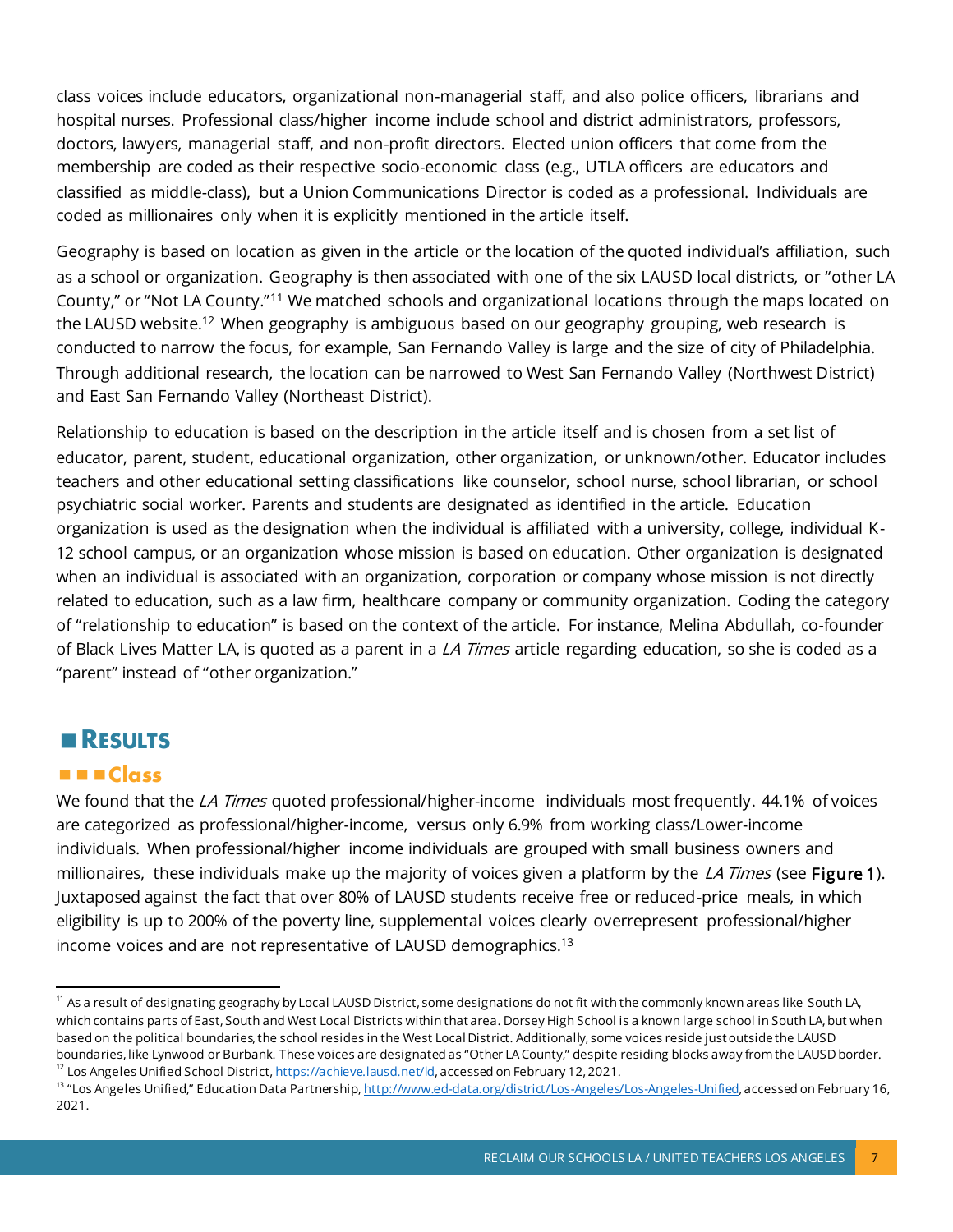class voices include educators, organizational non-managerial staff, and also police officers, librarians and hospital nurses. Professional class/higher income include school and district administrators, professors, doctors, lawyers, managerial staff, and non-profit directors. Elected union officers that come from the membership are coded as their respective socio-economic class (e.g., UTLA officers are educators and classified as middle-class), but a Union Communications Director is coded as a professional. Individuals are coded as millionaires only when it is explicitly mentioned in the article itself.

Geography is based on location as given in the article or the location of the quoted individual's affiliation, such as a school or organization. Geography is then associated with one of the six LAUSD local districts, or "other LA County," or "Not LA County."[11] We matched schools and organizational locations through the maps located on the LAUSD website.[12] When geography is ambiguous based on our geography grouping, web research is conducted to narrow the focus, for example, San Fernando Valley is large and the size of city of Philadelphia. Through additional research, the location can be narrowed to West San Fernando Valley (Northwest District) and East San Fernando Valley (Northeast District).

Relationship to education is based on the description in the article itself and is chosen from a set list of educator, parent, student, educational organization, other organization, or unknown/other. Educator includes teachers and other educational setting classifications like counselor, school nurse, school librarian, or school psychiatric social worker. Parents and students are designated as identified in the article. Education organization is used as the designation when the individual is affiliated with a university, college, individual K-12 school campus, or an organization whose mission is based on education. Other organization is designated when an individual is associated with an organization, corporation or company whose mission is not directly related to education, such as a law firm, healthcare company or community organization. Coding the category of "relationship to education" is based on the context of the article. For instance, Melina Abdullah, co-founder of Black Lives Matter LA, is quoted as a parent in a *LA Times* article regarding education, so she is coded as a "parent" instead of "other organization."

## Results

### Class

We found that the *LA Times* quoted professional/higher-income individuals most frequently. 44.1% of voices are categorized as professional/higher-income, versus only 6.9% from working class/Lower-income individuals. When professional/higher income individuals are grouped with small business owners and millionaires, these individuals make up the majority of voices given a platform by the *LA Times* (see **Figure 1**). Juxtaposed against the fact that over 80% of LAUSD students receive free or reduced-price meals, in which eligibility is up to 200% of the poverty line, supplemental voices clearly overrepresent professional/higher income voices and are not representative of LAUSD demographics.[13]

---

[11] As a result of designating geography by Local LAUSD District, some designations do not fit with the commonly known areas like South LA, which contains parts of East, South and West Local Districts within that area. Dorsey High School is a known large school in South LA, but when based on the political boundaries, the school resides in the West Local District. Additionally, some voices reside just outside the LAUSD boundaries, like Lynwood or Burbank. These voices are designated as "Other LA County," despite residing blocks away from the LAUSD border.

[12] Los Angeles Unified School District, https://achieve.lausd.net/ld, accessed on February 12, 2021.

[13] "Los Angeles Unified," Education Data Partnership, http://www.ed-data.org/district/Los-Angeles/Los-Angeles-Unified, accessed on February 16, 2021.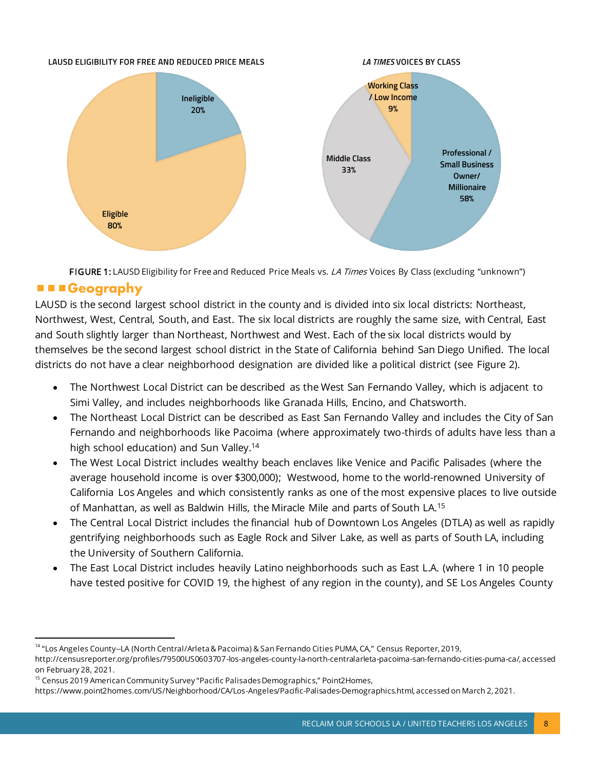LAUSD ELIGIBILITY FOR FREE AND REDUCED PRICE MEALS

Ineligible 20%

Eligible 80%

*LA TIMES* VOICES BY CLASS

Working Class / Low Income 9%

Middle Class 33%

Professional / Small Business Owner/ Millionaire 58%

**FIGURE 1:** LAUSD Eligibility for Free and Reduced Price Meals vs. *LA Times* Voices By Class (excluding "unknown")

## Geography

LAUSD is the second largest school district in the county and is divided into six local districts: Northeast, Northwest, West, Central, South, and East. The six local districts are roughly the same size, with Central, East and South slightly larger than Northeast, Northwest and West. Each of the six local districts would by themselves be the second largest school district in the State of California behind San Diego Unified. The local districts do not have a clear neighborhood designation are divided like a political district (see Figure 2).

- The Northwest Local District can be described as the West San Fernando Valley, which is adjacent to Simi Valley, and includes neighborhoods like Granada Hills, Encino, and Chatsworth.
- The Northeast Local District can be described as East San Fernando Valley and includes the City of San Fernando and neighborhoods like Pacoima (where approximately two-thirds of adults have less than a high school education) and Sun Valley.[14]
- The West Local District includes wealthy beach enclaves like Venice and Pacific Palisades (where the average household income is over $300,000); Westwood, home to the world-renowned University of California Los Angeles and which consistently ranks as one of the most expensive places to live outside of Manhattan, as well as Baldwin Hills, the Miracle Mile and parts of South LA.[15]
- The Central Local District includes the financial hub of Downtown Los Angeles (DTLA) as well as rapidly gentrifying neighborhoods such as Eagle Rock and Silver Lake, as well as parts of South LA, including the University of Southern California.
- The East Local District includes heavily Latino neighborhoods such as East L.A. (where 1 in 10 people have tested positive for COVID 19, the highest of any region in the county), and SE Los Angeles County

[14] "Los Angeles County--LA (North Central/Arleta & Pacoima) & San Fernando Cities PUMA, CA," Census Reporter, 2019, http://censusreporter.org/profiles/79500US0603707-los-angeles-county-la-north-centralarleta-pacoima-san-fernando-cities-puma-ca/, accessed on February 28, 2021.

[15] Census 2019 American Community Survey "Pacific Palisades Demographics," Point2Homes, https://www.point2homes.com/US/Neighborhood/CA/Los-Angeles/Pacific-Palisades-Demographics.html, accessed on March 2, 2021.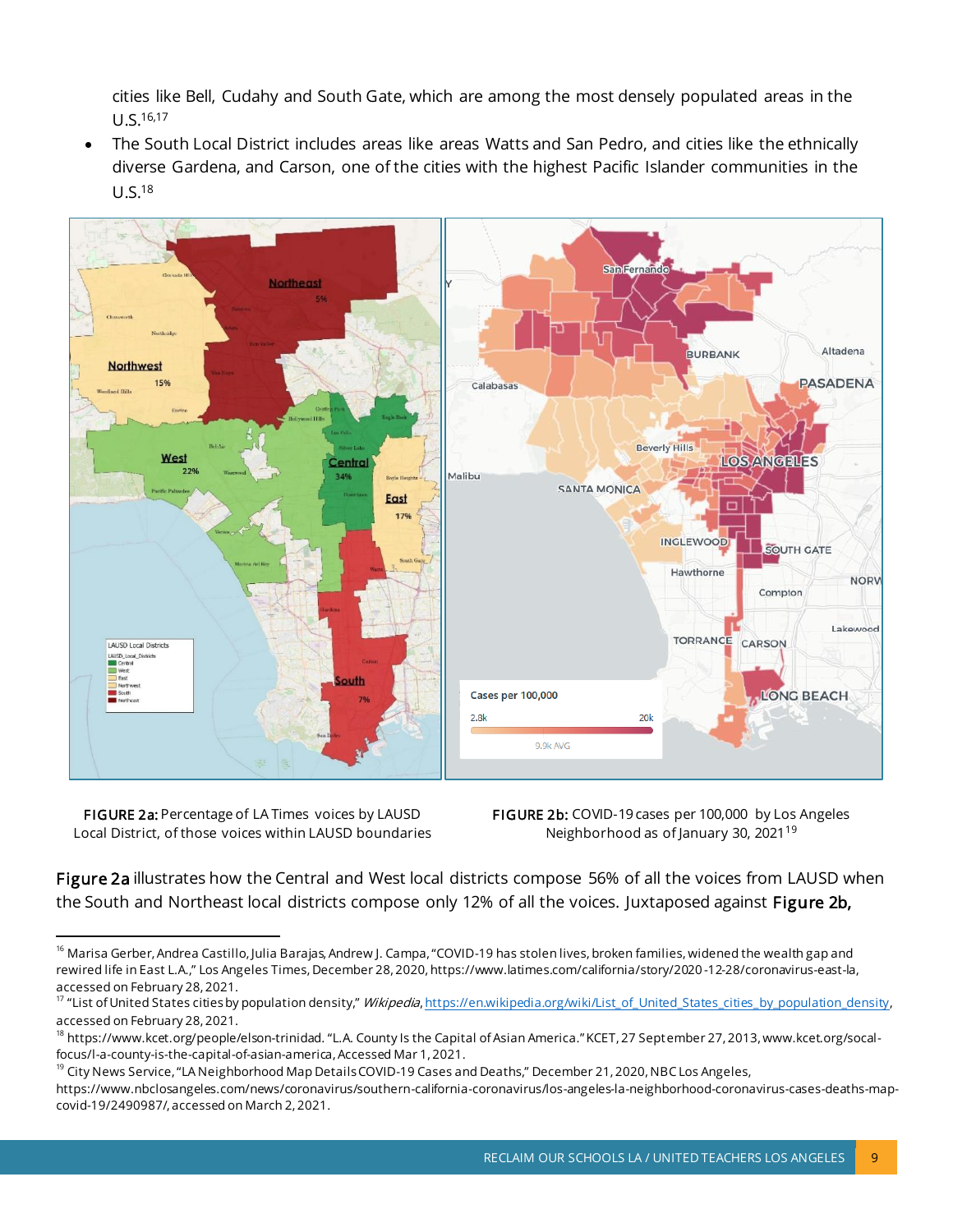cities like Bell, Cudahy and South Gate, which are among the most densely populated areas in the U.S.[16,17]

- The South Local District includes areas like areas Watts and San Pedro, and cities like the ethnically diverse Gardena, and Carson, one of the cities with the highest Pacific Islander communities in the U.S.[18]

**FIGURE 2a:** Percentage of LA Times voices by LAUSD Local District, of those voices within LAUSD boundaries

**FIGURE 2b:** COVID-19 cases per 100,000 by Los Angeles Neighborhood as of January 30, 2021[19]

**Figure 2a** illustrates how the Central and West local districts compose 56% of all the voices from LAUSD when the South and Northeast local districts compose only 12% of all the voices. Juxtaposed against **Figure 2b,**

---

[16] Marisa Gerber, Andrea Castillo, Julia Barajas, Andrew J. Campa, "COVID-19 has stolen lives, broken families, widened the wealth gap and rewired life in East L.A.," Los Angeles Times, December 28, 2020, https://www.latimes.com/california/story/2020-12-28/coronavirus-east-la, accessed on February 28, 2021.

[17] "List of United States cities by population density," *Wikipedia*, https://en.wikipedia.org/wiki/List_of_United_States_cities_by_population_density, accessed on February 28, 2021.

[18] https://www.kcet.org/people/elson-trinidad. "L.A. County Is the Capital of Asian America." KCET, 27 September 27, 2013, www.kcet.org/socal-focus/l-a-county-is-the-capital-of-asian-america, Accessed Mar 1, 2021.

[19] City News Service, "LA Neighborhood Map Details COVID-19 Cases and Deaths," December 21, 2020, NBC Los Angeles, https://www.nbclosangeles.com/news/coronavirus/southern-california-coronavirus/los-angeles-la-neighborhood-coronavirus-cases-deaths-map-covid-19/2490987/, accessed on March 2, 2021.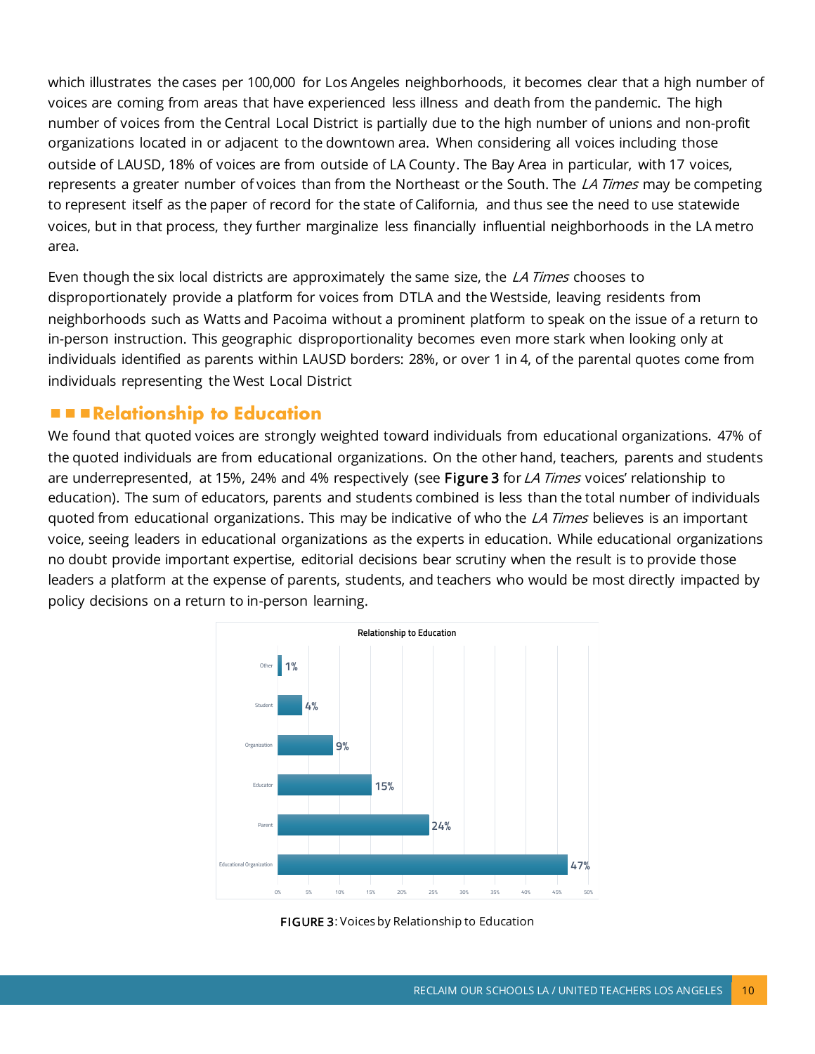which illustrates the cases per 100,000 for Los Angeles neighborhoods, it becomes clear that a high number of voices are coming from areas that have experienced less illness and death from the pandemic. The high number of voices from the Central Local District is partially due to the high number of unions and non-profit organizations located in or adjacent to the downtown area. When considering all voices including those outside of LAUSD, 18% of voices are from outside of LA County. The Bay Area in particular, with 17 voices, represents a greater number of voices than from the Northeast or the South. The *LA Times* may be competing to represent itself as the paper of record for the state of California, and thus see the need to use statewide voices, but in that process, they further marginalize less financially influential neighborhoods in the LA metro area.

Even though the six local districts are approximately the same size, the *LA Times* chooses to disproportionately provide a platform for voices from DTLA and the Westside, leaving residents from neighborhoods such as Watts and Pacoima without a prominent platform to speak on the issue of a return to in-person instruction. This geographic disproportionality becomes even more stark when looking only at individuals identified as parents within LAUSD borders: 28%, or over 1 in 4, of the parental quotes come from individuals representing the West Local District

## Relationship to Education

We found that quoted voices are strongly weighted toward individuals from educational organizations. 47% of the quoted individuals are from educational organizations. On the other hand, teachers, parents and students are underrepresented, at 15%, 24% and 4% respectively (see **Figure 3** for *LA Times* voices' relationship to education). The sum of educators, parents and students combined is less than the total number of individuals quoted from educational organizations. This may be indicative of who the *LA Times* believes is an important voice, seeing leaders in educational organizations as the experts in education. While educational organizations no doubt provide important expertise, editorial decisions bear scrutiny when the result is to provide those leaders a platform at the expense of parents, students, and teachers who would be most directly impacted by policy decisions on a return to in-person learning.

**Relationship to Education**

| Category | Percent |
|---|---|
| Other | 1% |
| Student | 4% |
| Organization | 9% |
| Educator | 15% |
| Parent | 24% |
| Educational Organization | 47% |

**FIGURE 3**: Voices by Relationship to Education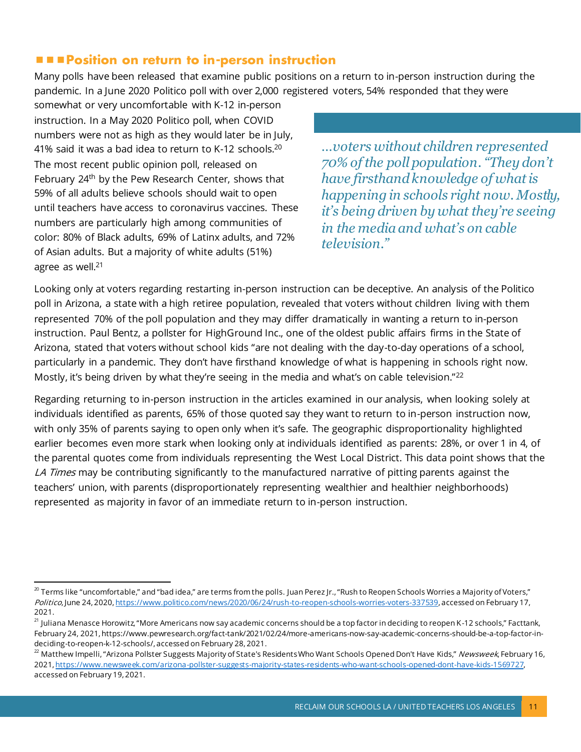## Position on return to in-person instruction

Many polls have been released that examine public positions on a return to in-person instruction during the pandemic. In a June 2020 Politico poll with over 2,000 registered voters, 54% responded that they were somewhat or very uncomfortable with K-12 in-person instruction. In a May 2020 Politico poll, when COVID numbers were not as high as they would later be in July, 41% said it was a bad idea to return to K-12 schools.[20] The most recent public opinion poll, released on February 24th by the Pew Research Center, shows that 59% of all adults believe schools should wait to open until teachers have access to coronavirus vaccines. These numbers are particularly high among communities of color: 80% of Black adults, 69% of Latinx adults, and 72% of Asian adults. But a majority of white adults (51%) agree as well.[21]

> *...voters without children represented 70% of the poll population. "They don't have firsthand knowledge of what is happening in schools right now. Mostly, it's being driven by what they're seeing in the media and what's on cable television."*

Looking only at voters regarding restarting in-person instruction can be deceptive. An analysis of the Politico poll in Arizona, a state with a high retiree population, revealed that voters without children living with them represented 70% of the poll population and they may differ dramatically in wanting a return to in-person instruction. Paul Bentz, a pollster for HighGround Inc., one of the oldest public affairs firms in the State of Arizona, stated that voters without school kids "are not dealing with the day-to-day operations of a school, particularly in a pandemic. They don't have firsthand knowledge of what is happening in schools right now. Mostly, it's being driven by what they're seeing in the media and what's on cable television."[22]

Regarding returning to in-person instruction in the articles examined in our analysis, when looking solely at individuals identified as parents, 65% of those quoted say they want to return to in-person instruction now, with only 35% of parents saying to open only when it's safe. The geographic disproportionality highlighted earlier becomes even more stark when looking only at individuals identified as parents: 28%, or over 1 in 4, of the parental quotes come from individuals representing the West Local District. This data point shows that the *LA Times* may be contributing significantly to the manufactured narrative of pitting parents against the teachers' union, with parents (disproportionately representing wealthier and healthier neighborhoods) represented as majority in favor of an immediate return to in-person instruction.

---

[20] Terms like "uncomfortable," and "bad idea," are terms from the polls. Juan Perez Jr., "Rush to Reopen Schools Worries a Majority of Voters," *Politico*, June 24, 2020, https://www.politico.com/news/2020/06/24/rush-to-reopen-schools-worries-voters-337539, accessed on February 17, 2021.

[21] Juliana Menasce Horowitz, "More Americans now say academic concerns should be a top factor in deciding to reopen K-12 schools," Facttank, February 24, 2021, https://www.pewresearch.org/fact-tank/2021/02/24/more-americans-now-say-academic-concerns-should-be-a-top-factor-in-deciding-to-reopen-k-12-schools/, accessed on February 28, 2021.

[22] Matthew Impelli, "Arizona Pollster Suggests Majority of State's Residents Who Want Schools Opened Don't Have Kids," *Newsweek*, February 16, 2021, https://www.newsweek.com/arizona-pollster-suggests-majority-states-residents-who-want-schools-opened-dont-have-kids-1569727, accessed on February 19, 2021.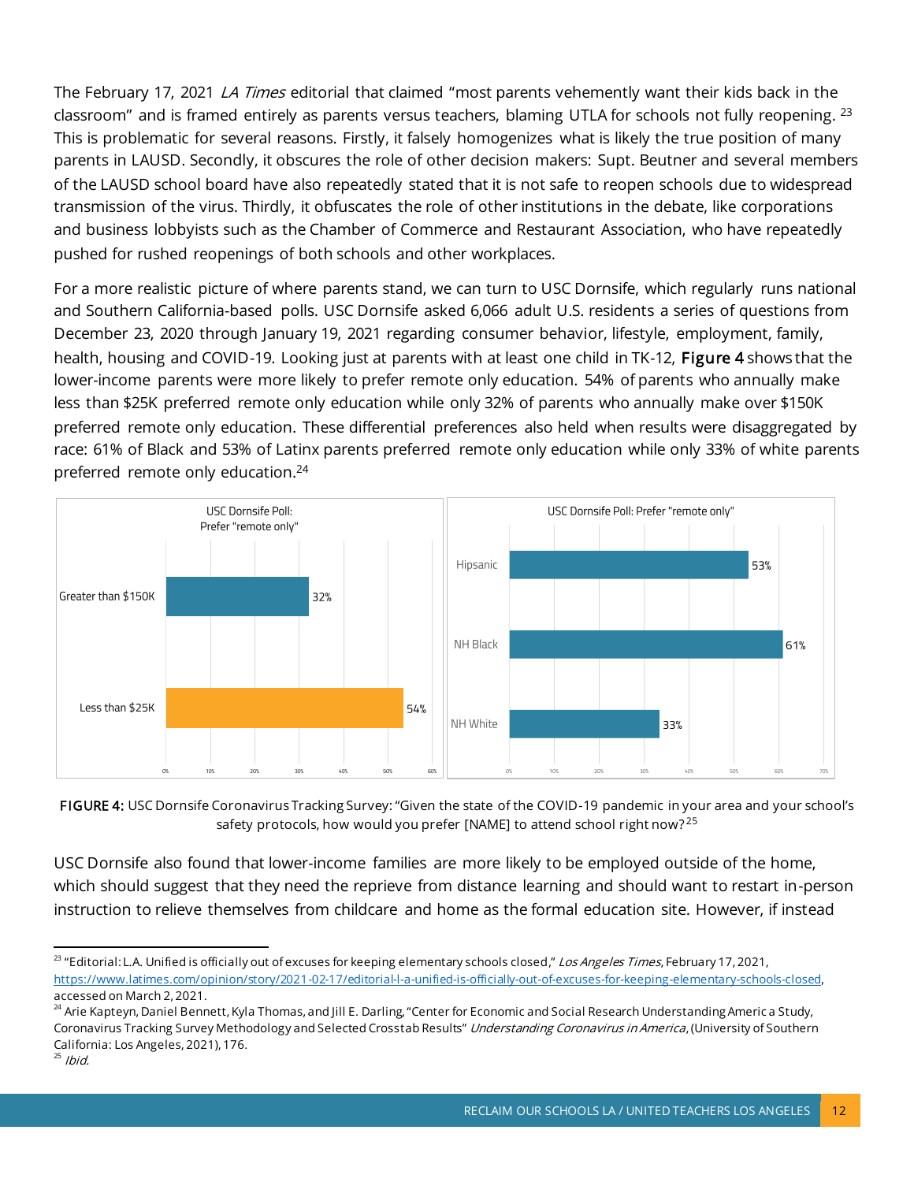The February 17, 2021 *LA Times* editorial that claimed "most parents vehemently want their kids back in the classroom" and is framed entirely as parents versus teachers, blaming UTLA for schools not fully reopening.[23] This is problematic for several reasons. Firstly, it falsely homogenizes what is likely the true position of many parents in LAUSD. Secondly, it obscures the role of other decision makers: Supt. Beutner and several members of the LAUSD school board have also repeatedly stated that it is not safe to reopen schools due to widespread transmission of the virus. Thirdly, it obfuscates the role of other institutions in the debate, like corporations and business lobbyists such as the Chamber of Commerce and Restaurant Association, who have repeatedly pushed for rushed reopenings of both schools and other workplaces.

For a more realistic picture of where parents stand, we can turn to USC Dornsife, which regularly runs national and Southern California-based polls. USC Dornsife asked 6,066 adult U.S. residents a series of questions from December 23, 2020 through January 19, 2021 regarding consumer behavior, lifestyle, employment, family, health, housing and COVID-19. Looking just at parents with at least one child in TK-12, **Figure 4** shows that the lower-income parents were more likely to prefer remote only education. 54% of parents who annually make less than $25K preferred remote only education while only 32% of parents who annually make over $150K preferred remote only education. These differential preferences also held when results were disaggregated by race: 61% of Black and 53% of Latinx parents preferred remote only education while only 33% of white parents preferred remote only education.[24]

USC Dornsife Poll: Prefer "remote only"

| Income | Prefer "remote only" |
|---|---|
| Greater than $150K | 32% |
| Less than $25K | 54% |

USC Dornsife Poll: Prefer "remote only"

| Race/Ethnicity | Prefer "remote only" |
|---|---|
| Hipsanic | 53% |
| NH Black | 61% |
| NH White | 33% |

**FIGURE 4:** USC Dornsife Coronavirus Tracking Survey: "Given the state of the COVID-19 pandemic in your area and your school's safety protocols, how would you prefer [NAME] to attend school right now?[25]

USC Dornsife also found that lower-income families are more likely to be employed outside of the home, which should suggest that they need the reprieve from distance learning and should want to restart in-person instruction to relieve themselves from childcare and home as the formal education site. However, if instead

---

[23] "Editorial: L.A. Unified is officially out of excuses for keeping elementary schools closed," *Los Angeles Times*, February 17, 2021, https://www.latimes.com/opinion/story/2021-02-17/editorial-l-a-unified-is-officially-out-of-excuses-for-keeping-elementary-schools-closed, accessed on March 2, 2021.

[24] Arie Kapteyn, Daniel Bennett, Kyla Thomas, and Jill E. Darling, "Center for Economic and Social Research Understanding America Study, Coronavirus Tracking Survey Methodology and Selected Crosstab Results" *Understanding Coronavirus in America*, (University of Southern California: Los Angeles, 2021), 176.

[25] *Ibid.*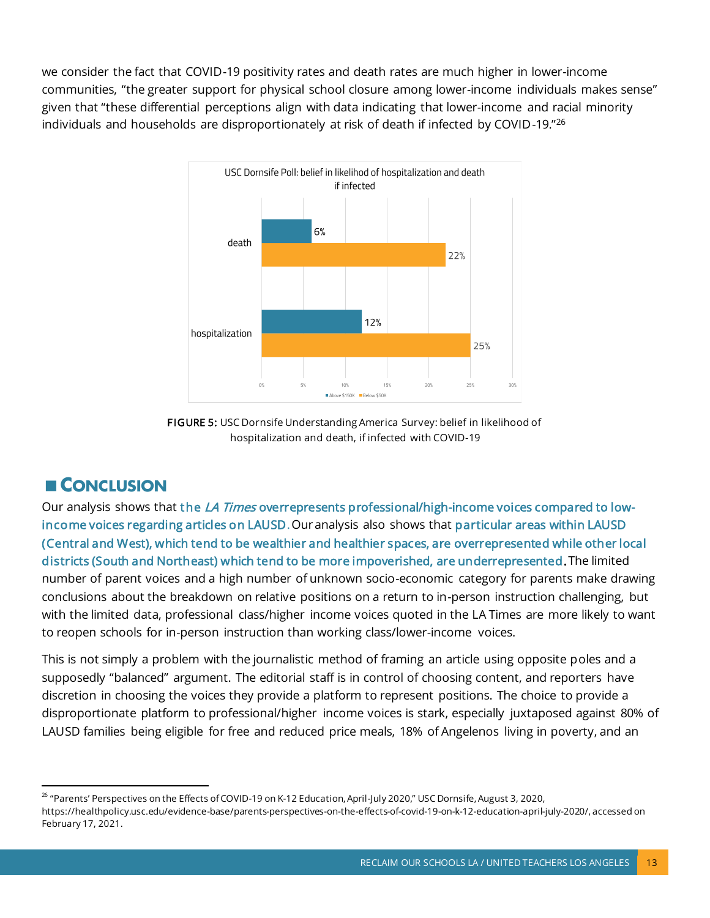we consider the fact that COVID-19 positivity rates and death rates are much higher in lower-income communities, "the greater support for physical school closure among lower-income individuals makes sense" given that "these differential perceptions align with data indicating that lower-income and racial minority individuals and households are disproportionately at risk of death if infected by COVID-19."[26]

USC Dornsife Poll: belief in likelihood of hospitalization and death if infected

| | Above $150K | Below $50K |
|---|---|---|
| death | 6% | 22% |
| hospitalization | 12% | 25% |

**FIGURE 5:** USC Dornsife Understanding America Survey: belief in likelihood of hospitalization and death, if infected with COVID-19

## ■ Conclusion

Our analysis shows that **the *LA Times* overrepresents professional/high-income voices compared to low-income voices regarding articles on LAUSD**. Our analysis also shows that **particular areas within LAUSD (Central and West), which tend to be wealthier and healthier spaces, are overrepresented while other local districts (South and Northeast) which tend to be more impoverished, are underrepresented**. The limited number of parent voices and a high number of unknown socio-economic category for parents make drawing conclusions about the breakdown on relative positions on a return to in-person instruction challenging, but with the limited data, professional class/higher income voices quoted in the LA Times are more likely to want to reopen schools for in-person instruction than working class/lower-income voices.

This is not simply a problem with the journalistic method of framing an article using opposite poles and a supposedly "balanced" argument. The editorial staff is in control of choosing content, and reporters have discretion in choosing the voices they provide a platform to represent positions. The choice to provide a disproportionate platform to professional/higher income voices is stark, especially juxtaposed against 80% of LAUSD families being eligible for free and reduced price meals, 18% of Angelenos living in poverty, and an

[26] "Parents' Perspectives on the Effects of COVID-19 on K-12 Education, April-July 2020," USC Dornsife, August 3, 2020, https://healthpolicy.usc.edu/evidence-base/parents-perspectives-on-the-effects-of-covid-19-on-k-12-education-april-july-2020/, accessed on February 17, 2021.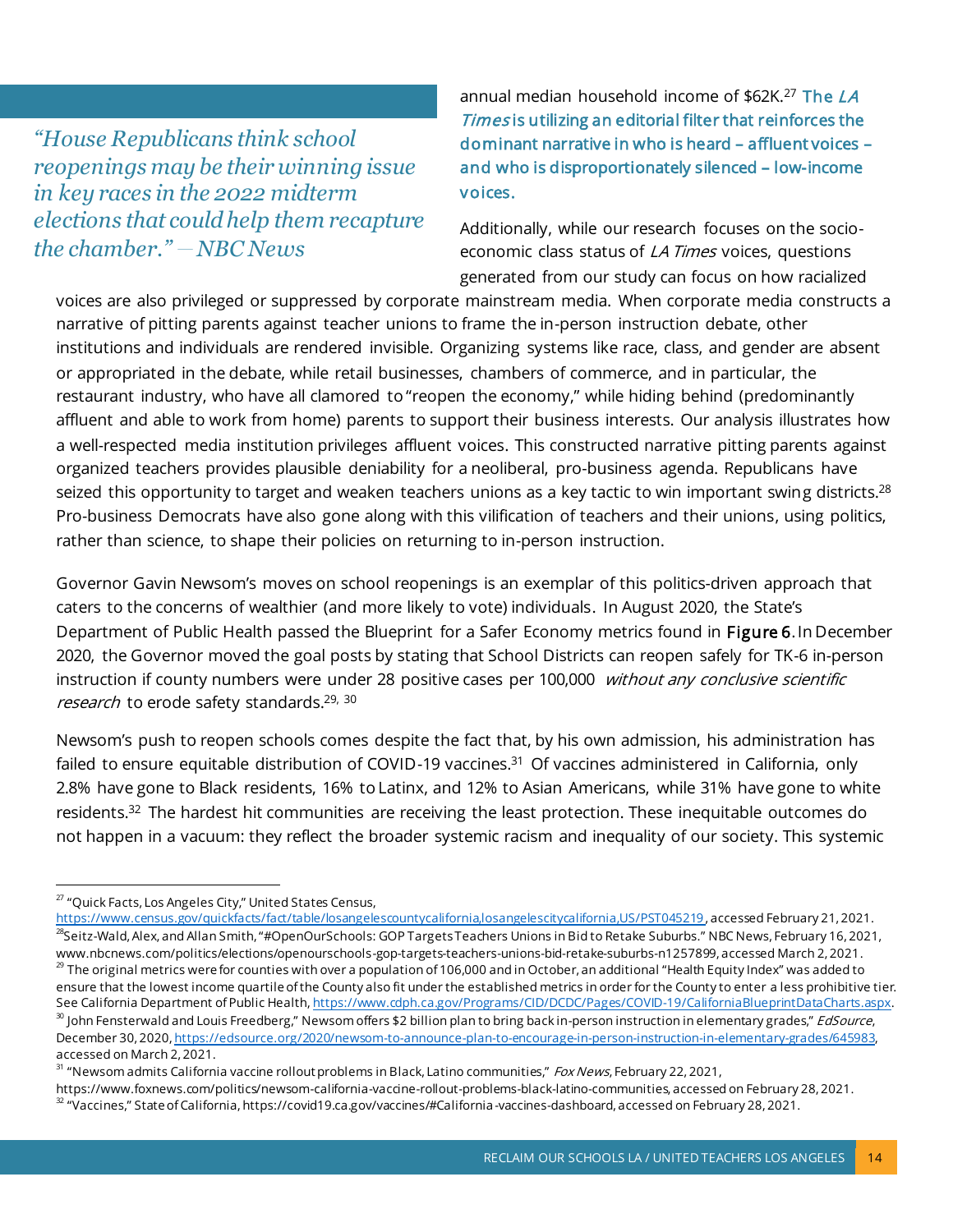*"House Republicans think school reopenings may be their winning issue in key races in the 2022 midterm elections that could help them recapture the chamber." — NBC News*

annual median household income of $62K.[27] **The *LA Times* is utilizing an editorial filter that reinforces the dominant narrative in who is heard – affluent voices – and who is disproportionately silenced – low-income voices.**

Additionally, while our research focuses on the socio-economic class status of *LA Times* voices, questions generated from our study can focus on how racialized voices are also privileged or suppressed by corporate mainstream media. When corporate media constructs a narrative of pitting parents against teacher unions to frame the in-person instruction debate, other institutions and individuals are rendered invisible. Organizing systems like race, class, and gender are absent or appropriated in the debate, while retail businesses, chambers of commerce, and in particular, the restaurant industry, who have all clamored to "reopen the economy," while hiding behind (predominantly affluent and able to work from home) parents to support their business interests. Our analysis illustrates how a well-respected media institution privileges affluent voices. This constructed narrative pitting parents against organized teachers provides plausible deniability for a neoliberal, pro-business agenda. Republicans have seized this opportunity to target and weaken teachers unions as a key tactic to win important swing districts.[28] Pro-business Democrats have also gone along with this vilification of teachers and their unions, using politics, rather than science, to shape their policies on returning to in-person instruction.

Governor Gavin Newsom's moves on school reopenings is an exemplar of this politics-driven approach that caters to the concerns of wealthier (and more likely to vote) individuals. In August 2020, the State's Department of Public Health passed the Blueprint for a Safer Economy metrics found in **Figure 6**. In December 2020, the Governor moved the goal posts by stating that School Districts can reopen safely for TK-6 in-person instruction if county numbers were under 28 positive cases per 100,000 *without any conclusive scientific research* to erode safety standards.[29, 30]

Newsom's push to reopen schools comes despite the fact that, by his own admission, his administration has failed to ensure equitable distribution of COVID-19 vaccines.[31] Of vaccines administered in California, only 2.8% have gone to Black residents, 16% to Latinx, and 12% to Asian Americans, while 31% have gone to white residents.[32] The hardest hit communities are receiving the least protection. These inequitable outcomes do not happen in a vacuum: they reflect the broader systemic racism and inequality of our society. This systemic

---

[27] "Quick Facts, Los Angeles City," United States Census, https://www.census.gov/quickfacts/fact/table/losangelescountycalifornia,losangelescitycalifornia,US/PST045219, accessed February 21, 2021.

[28] Seitz-Wald, Alex, and Allan Smith, "#OpenOurSchools: GOP Targets Teachers Unions in Bid to Retake Suburbs." NBC News, February 16, 2021, www.nbcnews.com/politics/elections/openourschools-gop-targets-teachers-unions-bid-retake-suburbs-n1257899, accessed March 2, 2021.

[29] The original metrics were for counties with over a population of 106,000 and in October, an additional "Health Equity Index" was added to ensure that the lowest income quartile of the County also fit under the established metrics in order for the County to enter a less prohibitive tier. See California Department of Public Health, https://www.cdph.ca.gov/Programs/CID/DCDC/Pages/COVID-19/CaliforniaBlueprintDataCharts.aspx.

[30] John Fensterwald and Louis Freedberg," Newsom offers $2 billion plan to bring back in-person instruction in elementary grades," *EdSource*, December 30, 2020, https://edsource.org/2020/newsom-to-announce-plan-to-encourage-in-person-instruction-in-elementary-grades/645983, accessed on March 2, 2021.

[31] "Newsom admits California vaccine rollout problems in Black, Latino communities," *Fox News*, February 22, 2021, https://www.foxnews.com/politics/newsom-california-vaccine-rollout-problems-black-latino-communities, accessed on February 28, 2021.

[32] "Vaccines," State of California, https://covid19.ca.gov/vaccines/#California-vaccines-dashboard, accessed on February 28, 2021.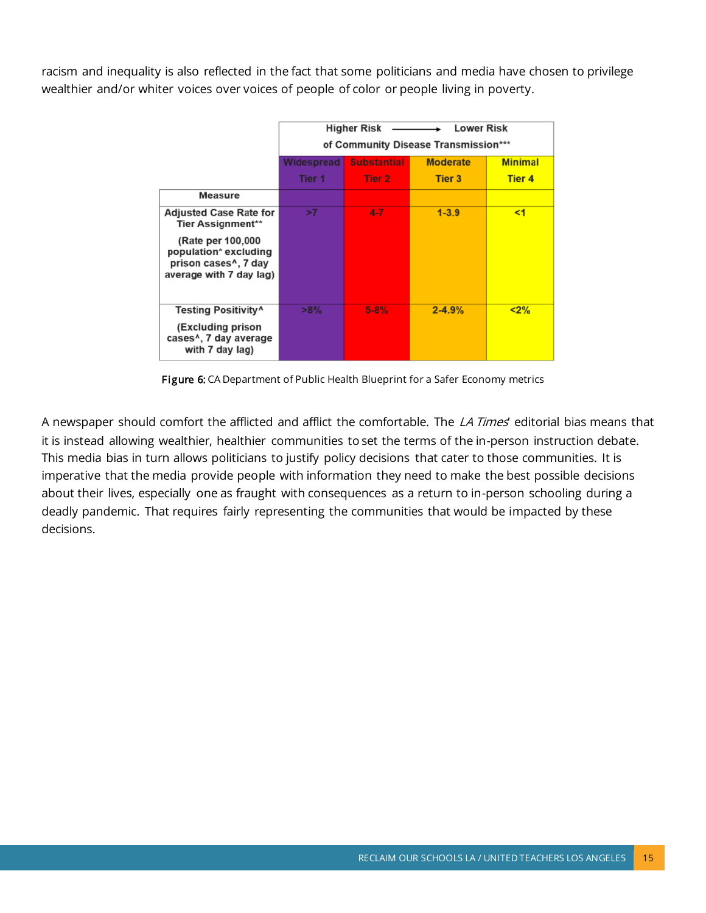racism and inequality is also reflected in the fact that some politicians and media have chosen to privilege wealthier and/or whiter voices over voices of people of color or people living in poverty.

| | Higher Risk ⟶ Lower Risk of Community Disease Transmission*** | | | |
|---|---|---|---|---|
| | Widespread Tier 1 | Substantial Tier 2 | Moderate Tier 3 | Minimal Tier 4 |
| **Measure** | | | | |
| **Adjusted Case Rate for Tier Assignment**** (Rate per 100,000 population* excluding prison cases^, 7 day average with 7 day lag) | >7 | 4-7 | 1-3.9 | <1 |
| **Testing Positivity^** (Excluding prison cases^, 7 day average with 7 day lag) | >8% | 5-8% | 2-4.9% | <2% |

**Figure 6:** CA Department of Public Health Blueprint for a Safer Economy metrics

A newspaper should comfort the afflicted and afflict the comfortable. The *LA Times*' editorial bias means that it is instead allowing wealthier, healthier communities to set the terms of the in-person instruction debate. This media bias in turn allows politicians to justify policy decisions that cater to those communities. It is imperative that the media provide people with information they need to make the best possible decisions about their lives, especially one as fraught with consequences as a return to in-person schooling during a deadly pandemic. That requires fairly representing the communities that would be impacted by these decisions.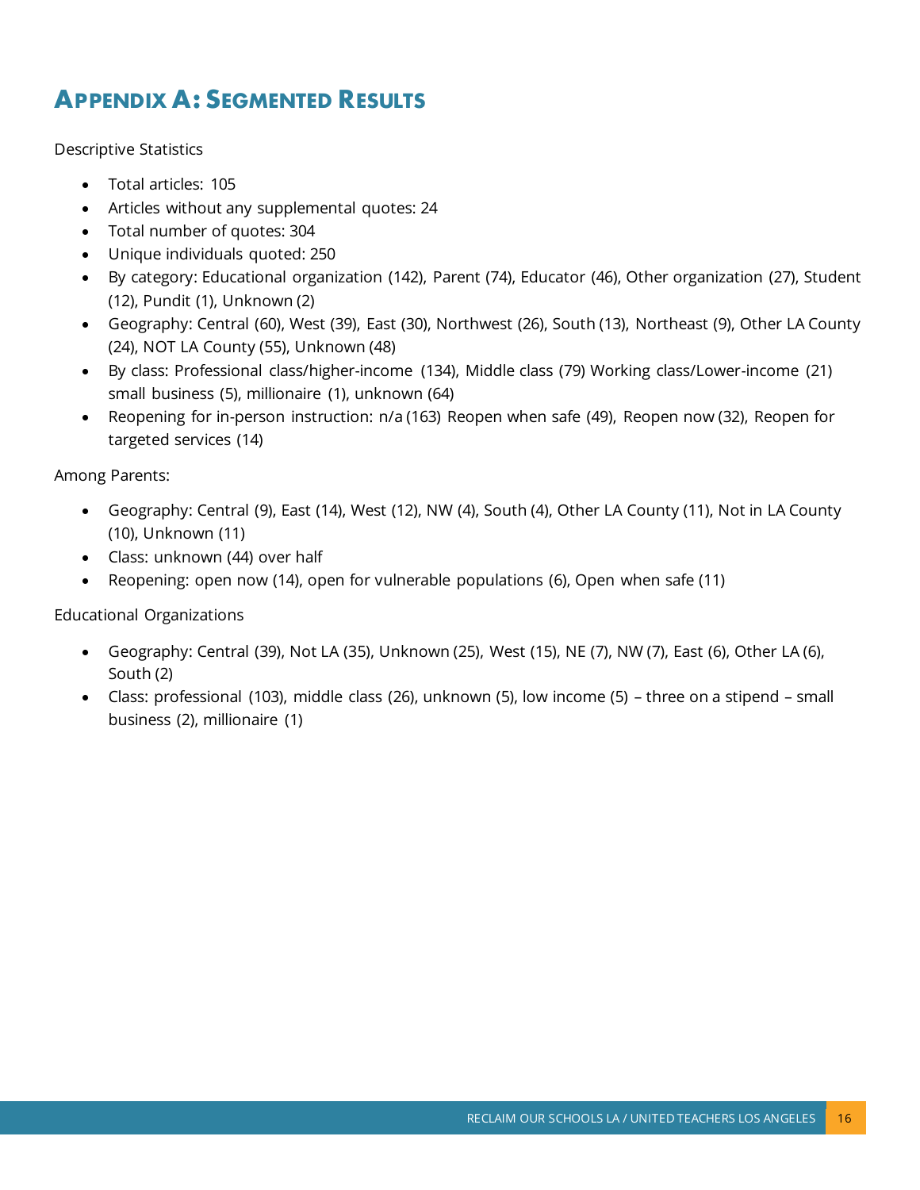## Appendix A: Segmented Results

Descriptive Statistics

- Total articles: 105
- Articles without any supplemental quotes: 24
- Total number of quotes: 304
- Unique individuals quoted: 250
- By category: Educational organization (142), Parent (74), Educator (46), Other organization (27), Student (12), Pundit (1), Unknown (2)
- Geography: Central (60), West (39), East (30), Northwest (26), South (13), Northeast (9), Other LA County (24), NOT LA County (55), Unknown (48)
- By class: Professional class/higher-income (134), Middle class (79) Working class/Lower-income (21) small business (5), millionaire (1), unknown (64)
- Reopening for in-person instruction: n/a (163) Reopen when safe (49), Reopen now (32), Reopen for targeted services (14)

Among Parents:

- Geography: Central (9), East (14), West (12), NW (4), South (4), Other LA County (11), Not in LA County (10), Unknown (11)
- Class: unknown (44) over half
- Reopening: open now (14), open for vulnerable populations (6), Open when safe (11)

Educational Organizations

- Geography: Central (39), Not LA (35), Unknown (25), West (15), NE (7), NW (7), East (6), Other LA (6), South (2)
- Class: professional (103), middle class (26), unknown (5), low income (5) – three on a stipend – small business (2), millionaire (1)